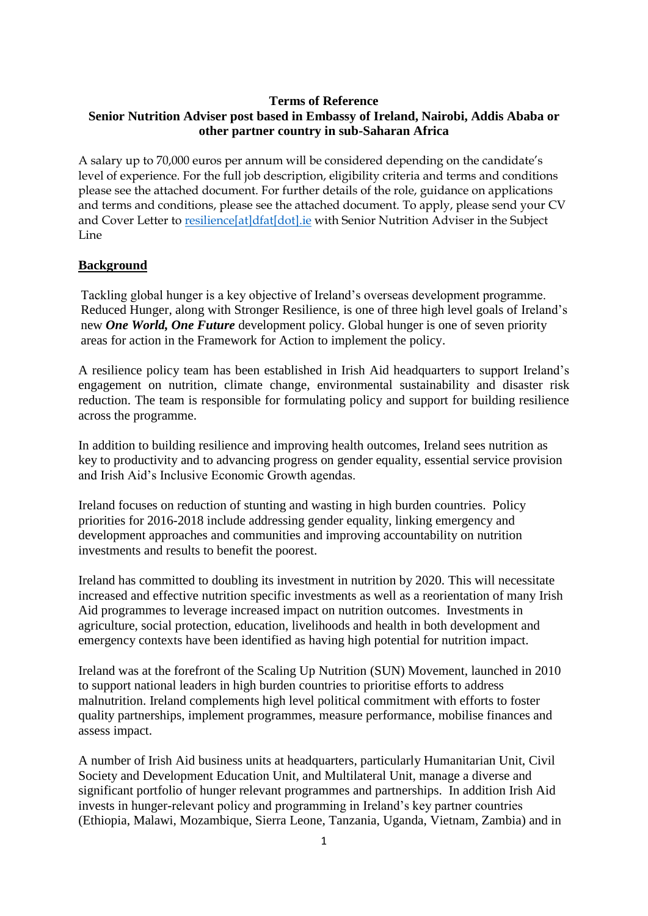**Terms of Reference**

**Senior Nutrition Adviser post based in Embassy of Ireland, Nairobi, Addis Ababa or other partner country in sub-Saharan Africa**

A salary up to 70,000 euros per annum will be considered depending on the candidate's level of experience. For the full job description, eligibility criteria and terms and conditions please see the attached document. For further details of the role, guidance on applications and terms and conditions, please see the attached document. To apply, please send your CV and Cover Letter to [resilience[at]dfat[dot].ie](resilience[at]dfat[dot].ie) with Senior Nutrition Adviser in the Subject Line

## Background

Tackling global hunger is a key objective of Ireland's overseas development programme. Reduced Hunger, along with Stronger Resilience, is one of three high level goals of Ireland's new ***One World, One Future*** development policy. Global hunger is one of seven priority areas for action in the Framework for Action to implement the policy.

A resilience policy team has been established in Irish Aid headquarters to support Ireland's engagement on nutrition, climate change, environmental sustainability and disaster risk reduction. The team is responsible for formulating policy and support for building resilience across the programme.

In addition to building resilience and improving health outcomes, Ireland sees nutrition as key to productivity and to advancing progress on gender equality, essential service provision and Irish Aid's Inclusive Economic Growth agendas.

Ireland focuses on reduction of stunting and wasting in high burden countries. Policy priorities for 2016-2018 include addressing gender equality, linking emergency and development approaches and communities and improving accountability on nutrition investments and results to benefit the poorest.

Ireland has committed to doubling its investment in nutrition by 2020. This will necessitate increased and effective nutrition specific investments as well as a reorientation of many Irish Aid programmes to leverage increased impact on nutrition outcomes. Investments in agriculture, social protection, education, livelihoods and health in both development and emergency contexts have been identified as having high potential for nutrition impact.

Ireland was at the forefront of the Scaling Up Nutrition (SUN) Movement, launched in 2010 to support national leaders in high burden countries to prioritise efforts to address malnutrition. Ireland complements high level political commitment with efforts to foster quality partnerships, implement programmes, measure performance, mobilise finances and assess impact.

A number of Irish Aid business units at headquarters, particularly Humanitarian Unit, Civil Society and Development Education Unit, and Multilateral Unit, manage a diverse and significant portfolio of hunger relevant programmes and partnerships. In addition Irish Aid invests in hunger-relevant policy and programming in Ireland's key partner countries (Ethiopia, Malawi, Mozambique, Sierra Leone, Tanzania, Uganda, Vietnam, Zambia) and in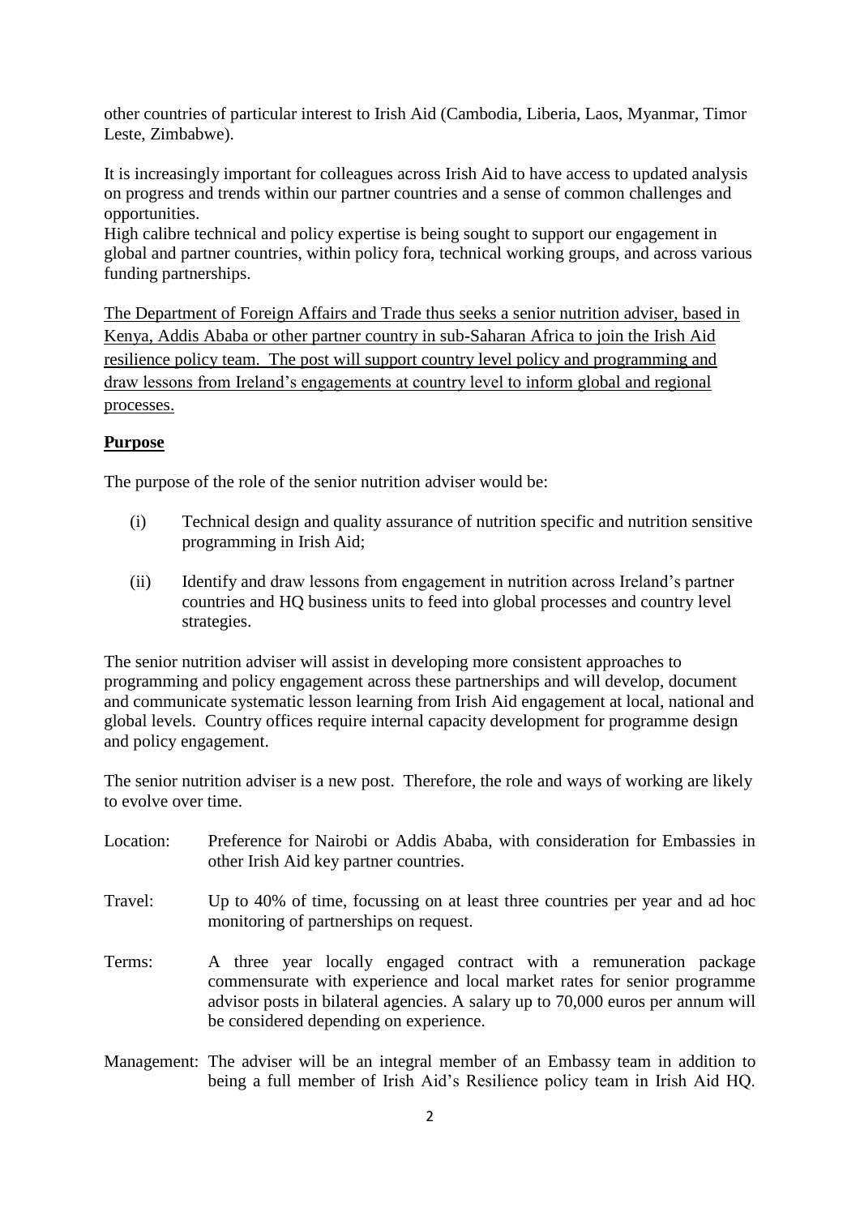other countries of particular interest to Irish Aid (Cambodia, Liberia, Laos, Myanmar, Timor Leste, Zimbabwe).

It is increasingly important for colleagues across Irish Aid to have access to updated analysis on progress and trends within our partner countries and a sense of common challenges and opportunities.
High calibre technical and policy expertise is being sought to support our engagement in global and partner countries, within policy fora, technical working groups, and across various funding partnerships.

The Department of Foreign Affairs and Trade thus seeks a senior nutrition adviser, based in Kenya, Addis Ababa or other partner country in sub-Saharan Africa to join the Irish Aid resilience policy team. The post will support country level policy and programming and draw lessons from Ireland's engagements at country level to inform global and regional processes.

## Purpose

The purpose of the role of the senior nutrition adviser would be:

(i) Technical design and quality assurance of nutrition specific and nutrition sensitive programming in Irish Aid;

(ii) Identify and draw lessons from engagement in nutrition across Ireland's partner countries and HQ business units to feed into global processes and country level strategies.

The senior nutrition adviser will assist in developing more consistent approaches to programming and policy engagement across these partnerships and will develop, document and communicate systematic lesson learning from Irish Aid engagement at local, national and global levels. Country offices require internal capacity development for programme design and policy engagement.

The senior nutrition adviser is a new post. Therefore, the role and ways of working are likely to evolve over time.

Location: Preference for Nairobi or Addis Ababa, with consideration for Embassies in other Irish Aid key partner countries.

Travel: Up to 40% of time, focussing on at least three countries per year and ad hoc monitoring of partnerships on request.

Terms: A three year locally engaged contract with a remuneration package commensurate with experience and local market rates for senior programme advisor posts in bilateral agencies. A salary up to 70,000 euros per annum will be considered depending on experience.

Management: The adviser will be an integral member of an Embassy team in addition to being a full member of Irish Aid's Resilience policy team in Irish Aid HQ.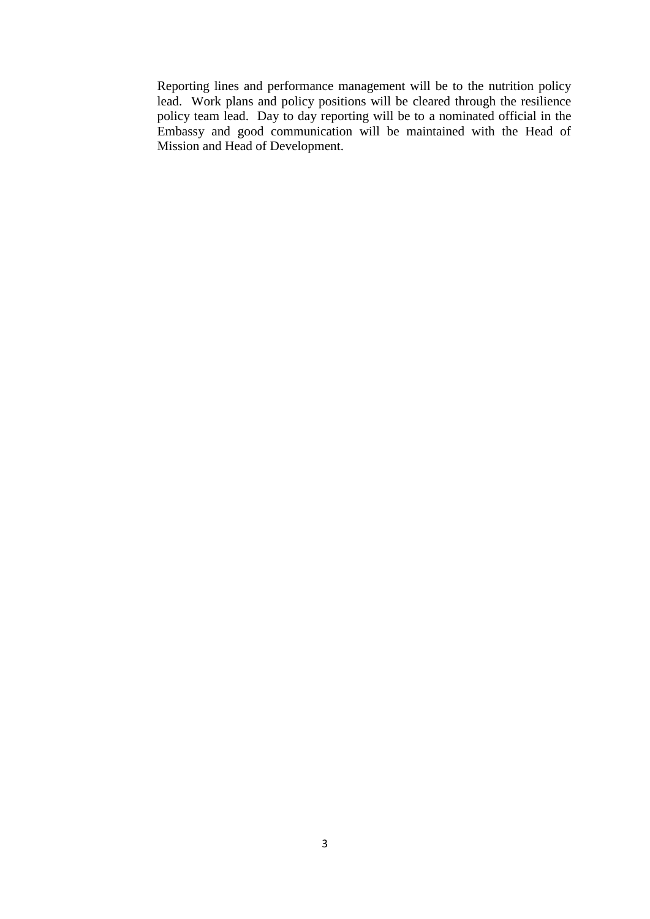Reporting lines and performance management will be to the nutrition policy lead. Work plans and policy positions will be cleared through the resilience policy team lead. Day to day reporting will be to a nominated official in the Embassy and good communication will be maintained with the Head of Mission and Head of Development.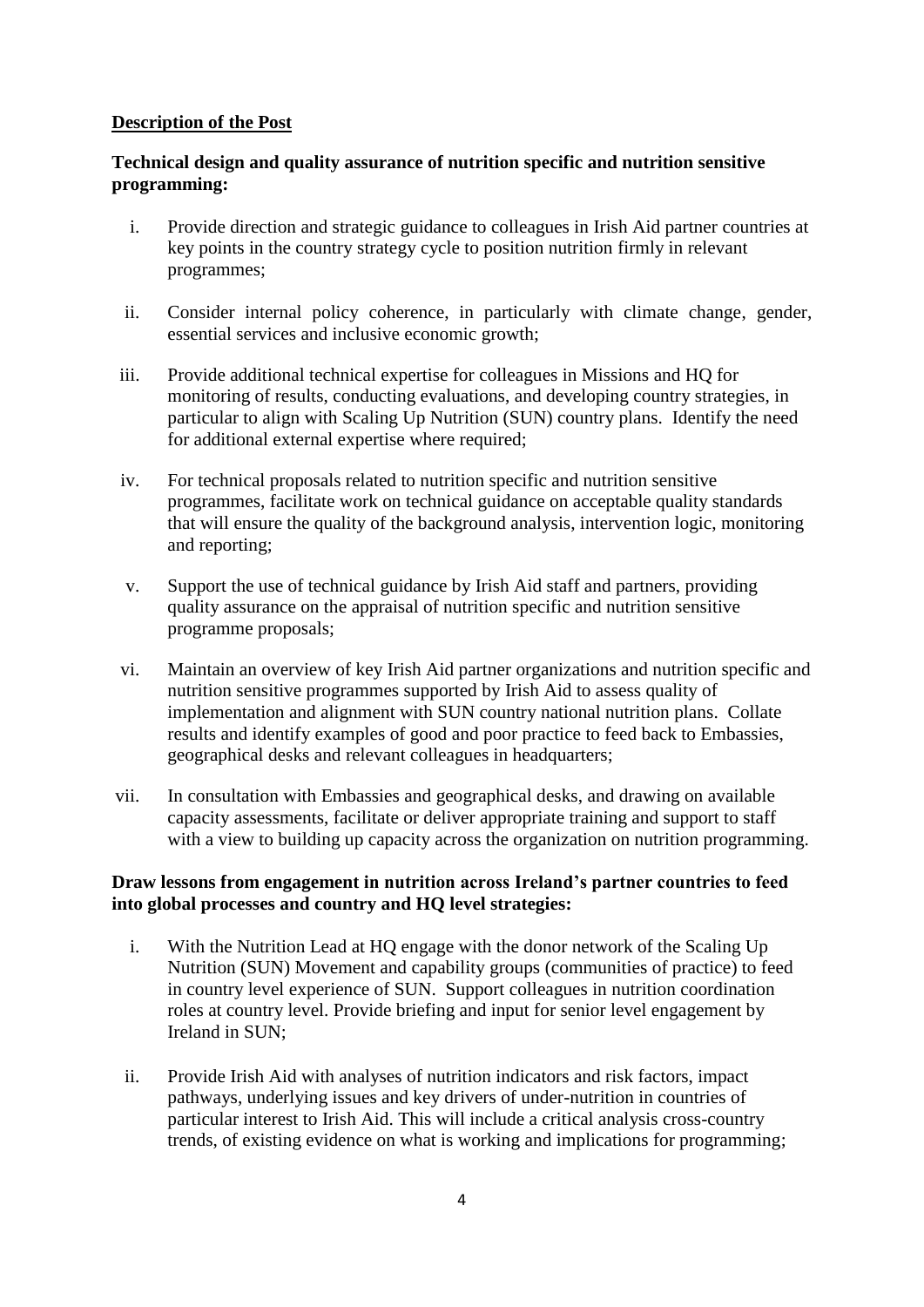**Description of the Post**

**Technical design and quality assurance of nutrition specific and nutrition sensitive programming:**

i. Provide direction and strategic guidance to colleagues in Irish Aid partner countries at key points in the country strategy cycle to position nutrition firmly in relevant programmes;

ii. Consider internal policy coherence, in particularly with climate change, gender, essential services and inclusive economic growth;

iii. Provide additional technical expertise for colleagues in Missions and HQ for monitoring of results, conducting evaluations, and developing country strategies, in particular to align with Scaling Up Nutrition (SUN) country plans. Identify the need for additional external expertise where required;

iv. For technical proposals related to nutrition specific and nutrition sensitive programmes, facilitate work on technical guidance on acceptable quality standards that will ensure the quality of the background analysis, intervention logic, monitoring and reporting;

v. Support the use of technical guidance by Irish Aid staff and partners, providing quality assurance on the appraisal of nutrition specific and nutrition sensitive programme proposals;

vi. Maintain an overview of key Irish Aid partner organizations and nutrition specific and nutrition sensitive programmes supported by Irish Aid to assess quality of implementation and alignment with SUN country national nutrition plans. Collate results and identify examples of good and poor practice to feed back to Embassies, geographical desks and relevant colleagues in headquarters;

vii. In consultation with Embassies and geographical desks, and drawing on available capacity assessments, facilitate or deliver appropriate training and support to staff with a view to building up capacity across the organization on nutrition programming.

**Draw lessons from engagement in nutrition across Ireland's partner countries to feed into global processes and country and HQ level strategies:**

i. With the Nutrition Lead at HQ engage with the donor network of the Scaling Up Nutrition (SUN) Movement and capability groups (communities of practice) to feed in country level experience of SUN. Support colleagues in nutrition coordination roles at country level. Provide briefing and input for senior level engagement by Ireland in SUN;

ii. Provide Irish Aid with analyses of nutrition indicators and risk factors, impact pathways, underlying issues and key drivers of under-nutrition in countries of particular interest to Irish Aid. This will include a critical analysis cross-country trends, of existing evidence on what is working and implications for programming;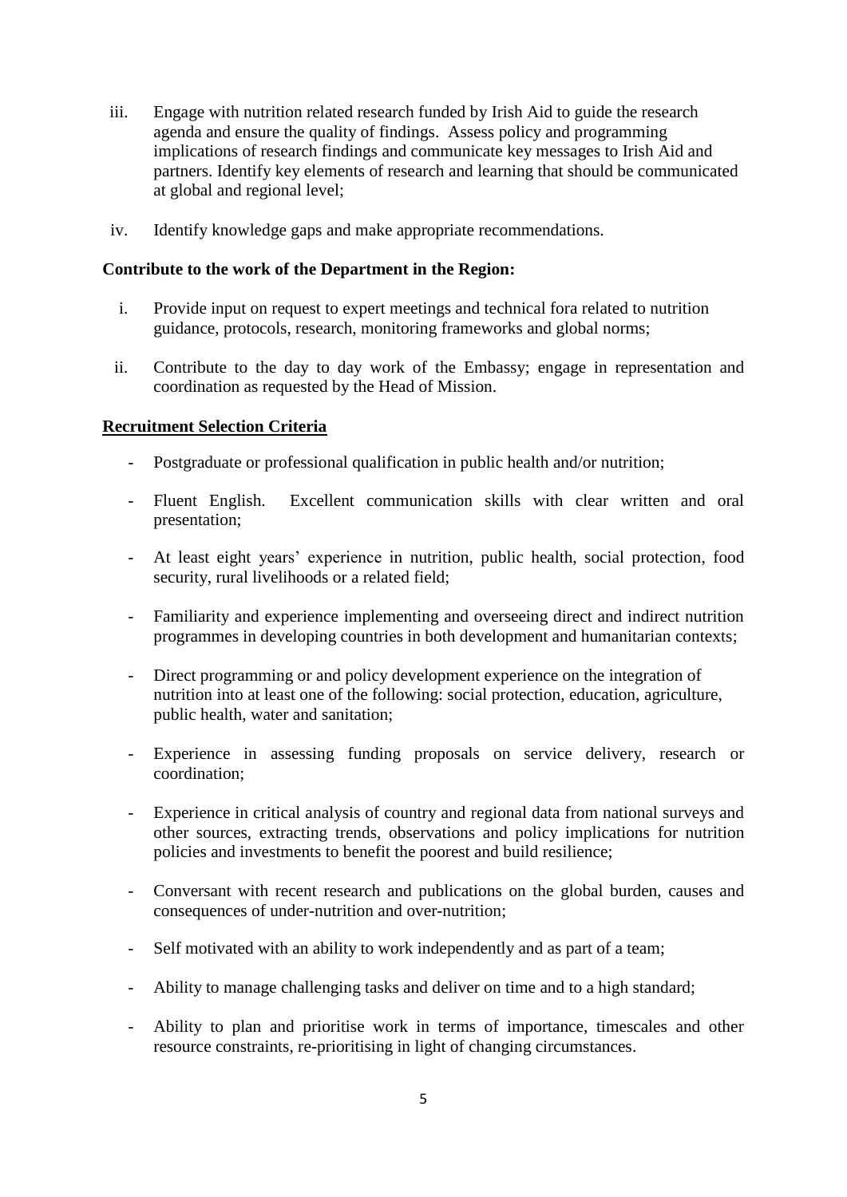iii. Engage with nutrition related research funded by Irish Aid to guide the research agenda and ensure the quality of findings. Assess policy and programming implications of research findings and communicate key messages to Irish Aid and partners. Identify key elements of research and learning that should be communicated at global and regional level;

iv. Identify knowledge gaps and make appropriate recommendations.

**Contribute to the work of the Department in the Region:**

i. Provide input on request to expert meetings and technical fora related to nutrition guidance, protocols, research, monitoring frameworks and global norms;

ii. Contribute to the day to day work of the Embassy; engage in representation and coordination as requested by the Head of Mission.

**Recruitment Selection Criteria**

- Postgraduate or professional qualification in public health and/or nutrition;
- Fluent English. Excellent communication skills with clear written and oral presentation;
- At least eight years' experience in nutrition, public health, social protection, food security, rural livelihoods or a related field;
- Familiarity and experience implementing and overseeing direct and indirect nutrition programmes in developing countries in both development and humanitarian contexts;
- Direct programming or and policy development experience on the integration of nutrition into at least one of the following: social protection, education, agriculture, public health, water and sanitation;
- Experience in assessing funding proposals on service delivery, research or coordination;
- Experience in critical analysis of country and regional data from national surveys and other sources, extracting trends, observations and policy implications for nutrition policies and investments to benefit the poorest and build resilience;
- Conversant with recent research and publications on the global burden, causes and consequences of under-nutrition and over-nutrition;
- Self motivated with an ability to work independently and as part of a team;
- Ability to manage challenging tasks and deliver on time and to a high standard;
- Ability to plan and prioritise work in terms of importance, timescales and other resource constraints, re-prioritising in light of changing circumstances.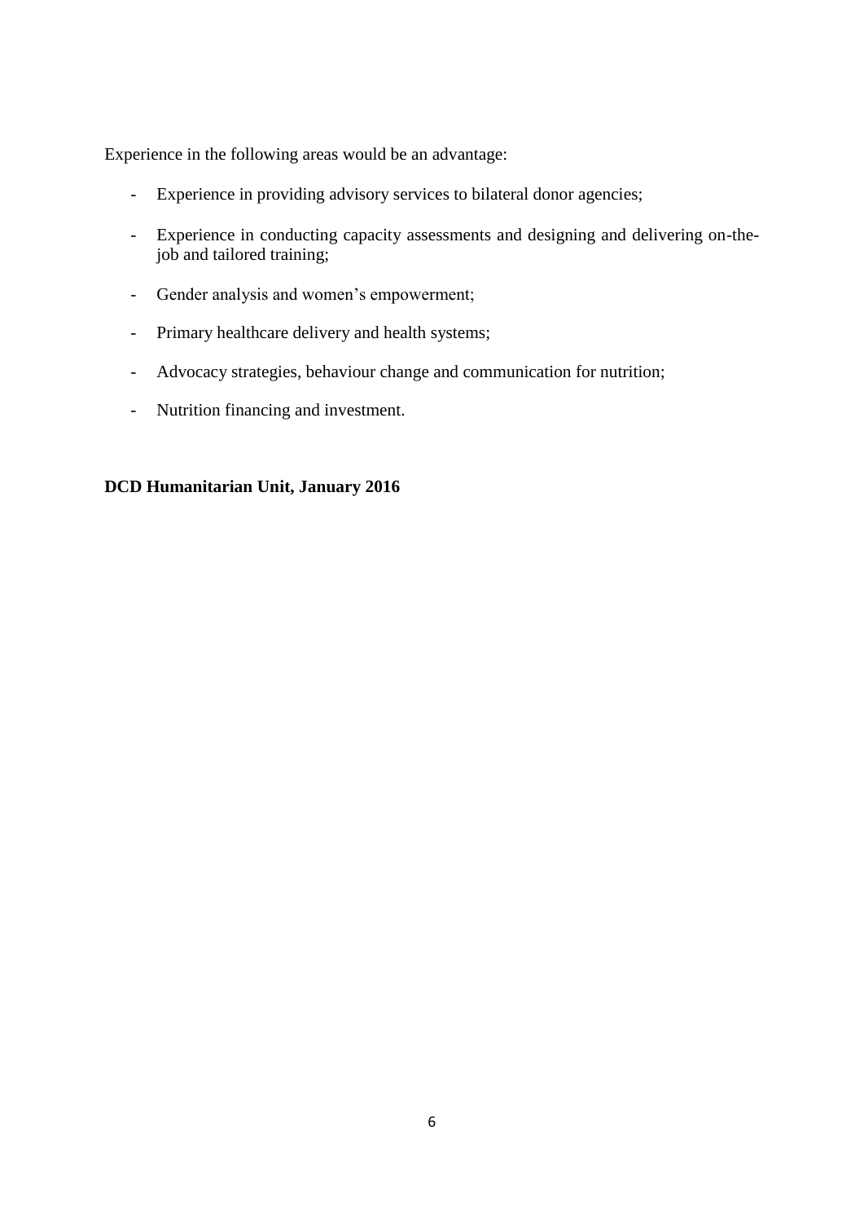Experience in the following areas would be an advantage:

- Experience in providing advisory services to bilateral donor agencies;
- Experience in conducting capacity assessments and designing and delivering on-the-job and tailored training;
- Gender analysis and women's empowerment;
- Primary healthcare delivery and health systems;
- Advocacy strategies, behaviour change and communication for nutrition;
- Nutrition financing and investment.

**DCD Humanitarian Unit, January 2016**